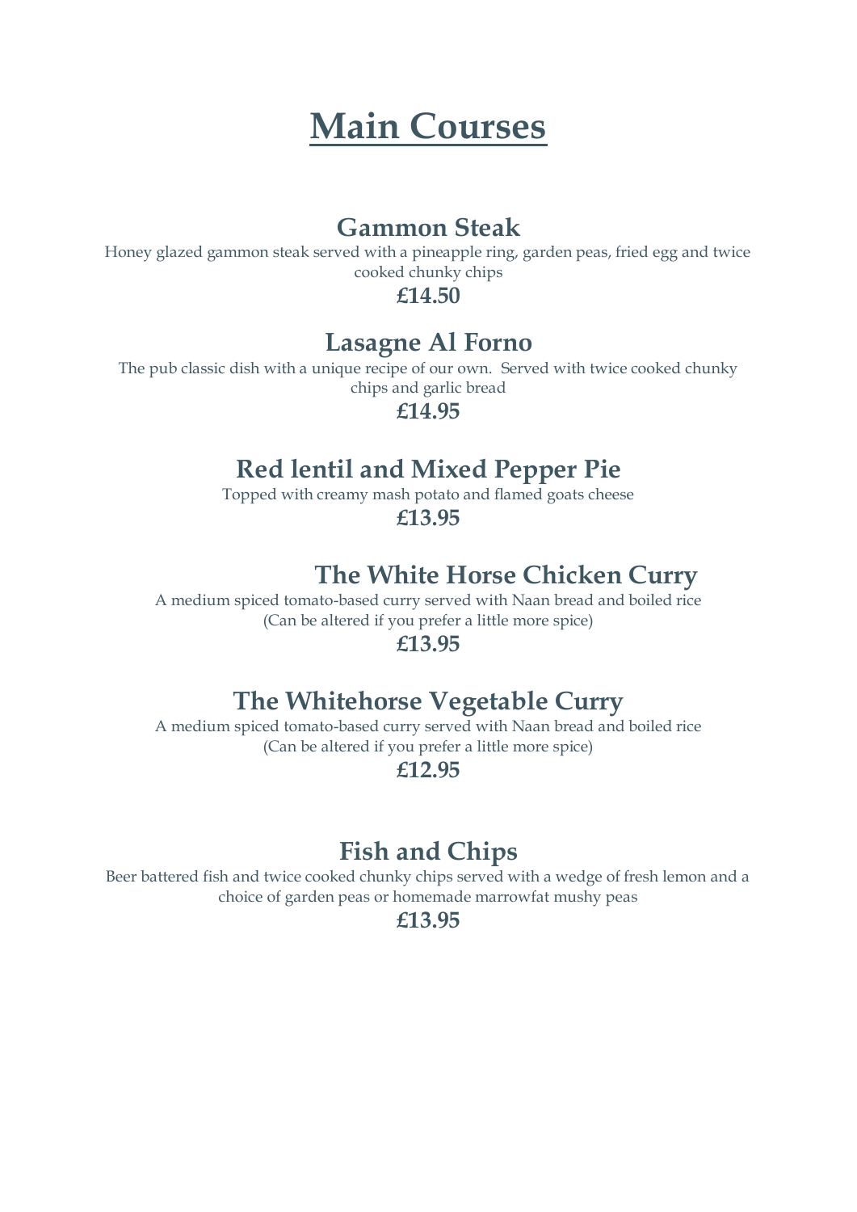# Main Courses

## Gammon Steak

Honey glazed gammon steak served with a pineapple ring, garden peas, fried egg and twice cooked chunky chips

**£14.50**

## Lasagne Al Forno

The pub classic dish with a unique recipe of our own.  Served with twice cooked chunky chips and garlic bread

**£14.95**

## Red lentil and Mixed Pepper Pie

Topped with creamy mash potato and flamed goats cheese

**£13.95**

## The White Horse Chicken Curry

A medium spiced tomato-based curry served with Naan bread and boiled rice
(Can be altered if you prefer a little more spice)

**£13.95**

## The Whitehorse Vegetable Curry

A medium spiced tomato-based curry served with Naan bread and boiled rice
(Can be altered if you prefer a little more spice)

**£12.95**

## Fish and Chips

Beer battered fish and twice cooked chunky chips served with a wedge of fresh lemon and a choice of garden peas or homemade marrowfat mushy peas

**£13.95**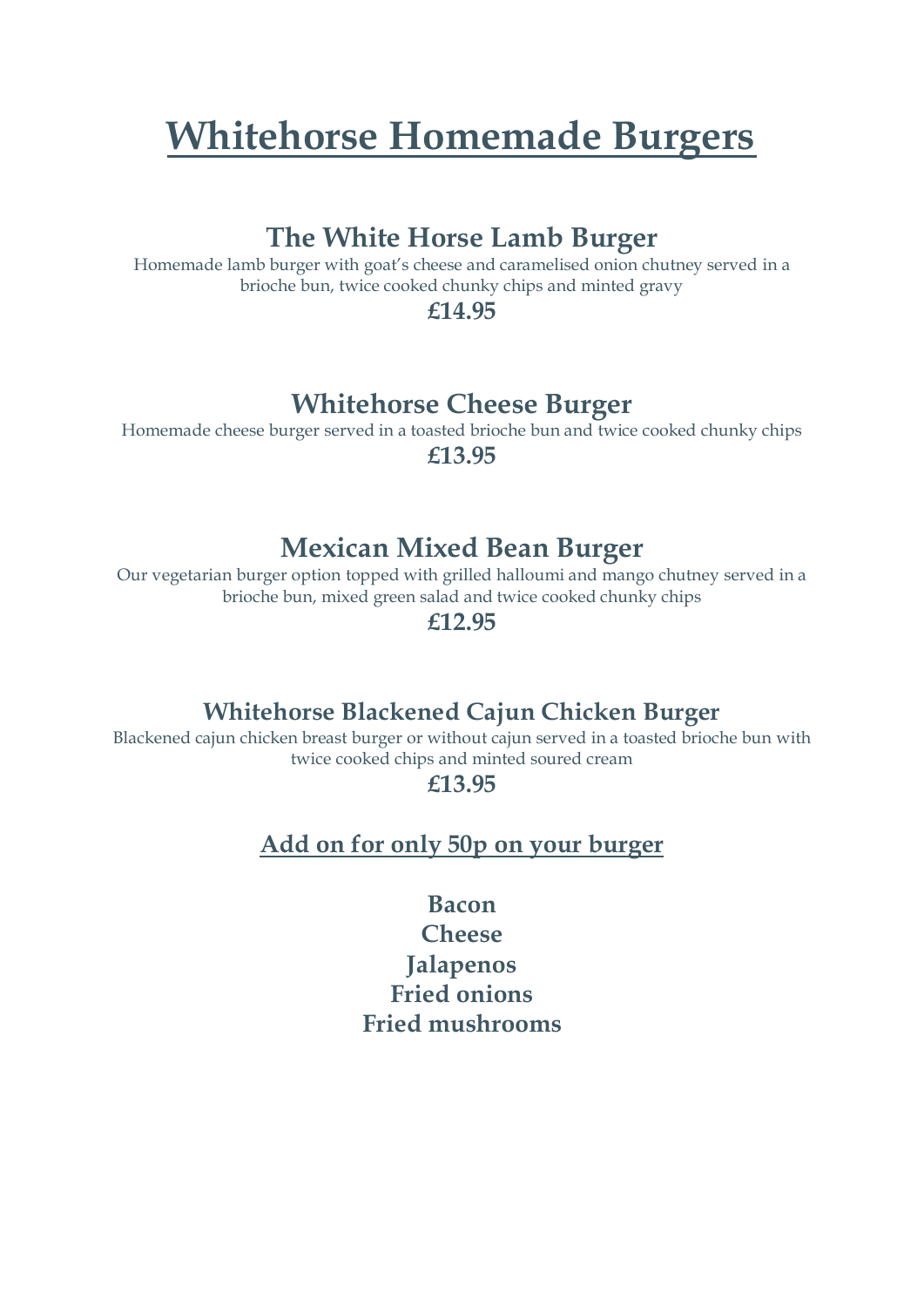# Whitehorse Homemade Burgers

## The White Horse Lamb Burger

Homemade lamb burger with goat's cheese and caramelised onion chutney served in a brioche bun, twice cooked chunky chips and minted gravy

**£14.95**

## Whitehorse Cheese Burger

Homemade cheese burger served in a toasted brioche bun and twice cooked chunky chips

**£13.95**

## Mexican Mixed Bean Burger

Our vegetarian burger option topped with grilled halloumi and mango chutney served in a brioche bun, mixed green salad and twice cooked chunky chips

**£12.95**

### Whitehorse Blackened Cajun Chicken Burger

Blackened cajun chicken breast burger or without cajun served in a toasted brioche bun with twice cooked chips and minted soured cream

**£13.95**

### Add on for only 50p on your burger

**Bacon**
**Cheese**
**Jalapenos**
**Fried onions**
**Fried mushrooms**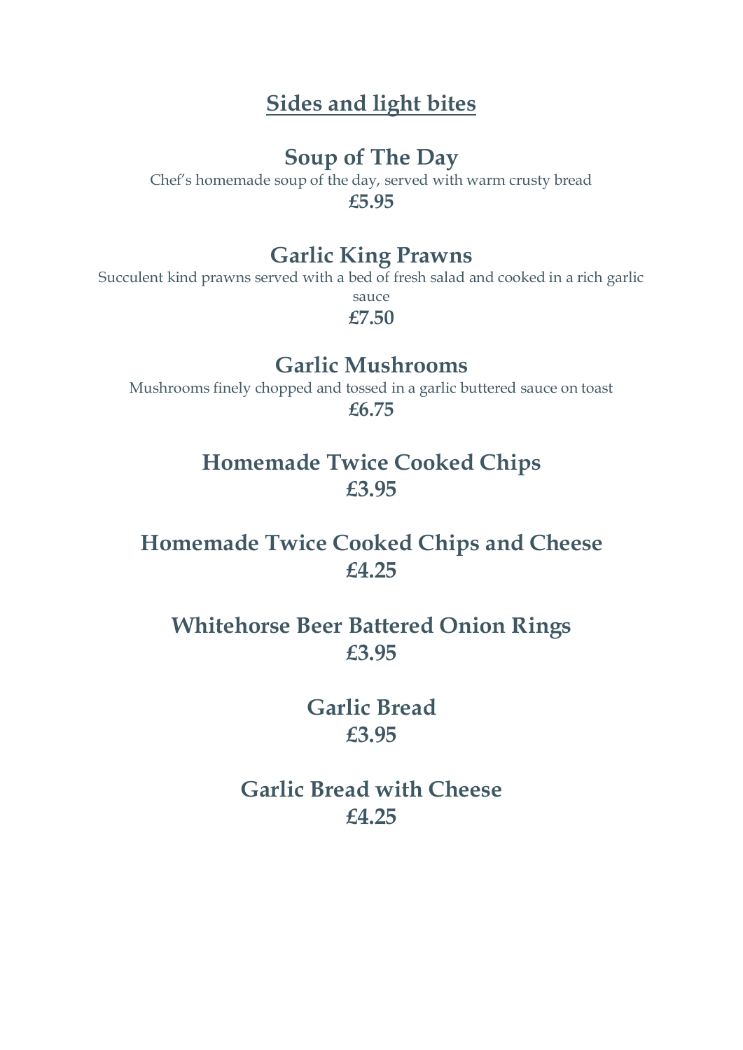# Sides and light bites

## Soup of The Day

Chef's homemade soup of the day, served with warm crusty bread

**£5.95**

## Garlic King Prawns

Succulent kind prawns served with a bed of fresh salad and cooked in a rich garlic sauce

**£7.50**

## Garlic Mushrooms

Mushrooms finely chopped and tossed in a garlic buttered sauce on toast

**£6.75**

## Homemade Twice Cooked Chips

**£3.95**

## Homemade Twice Cooked Chips and Cheese

**£4.25**

## Whitehorse Beer Battered Onion Rings

**£3.95**

## Garlic Bread

**£3.95**

## Garlic Bread with Cheese

**£4.25**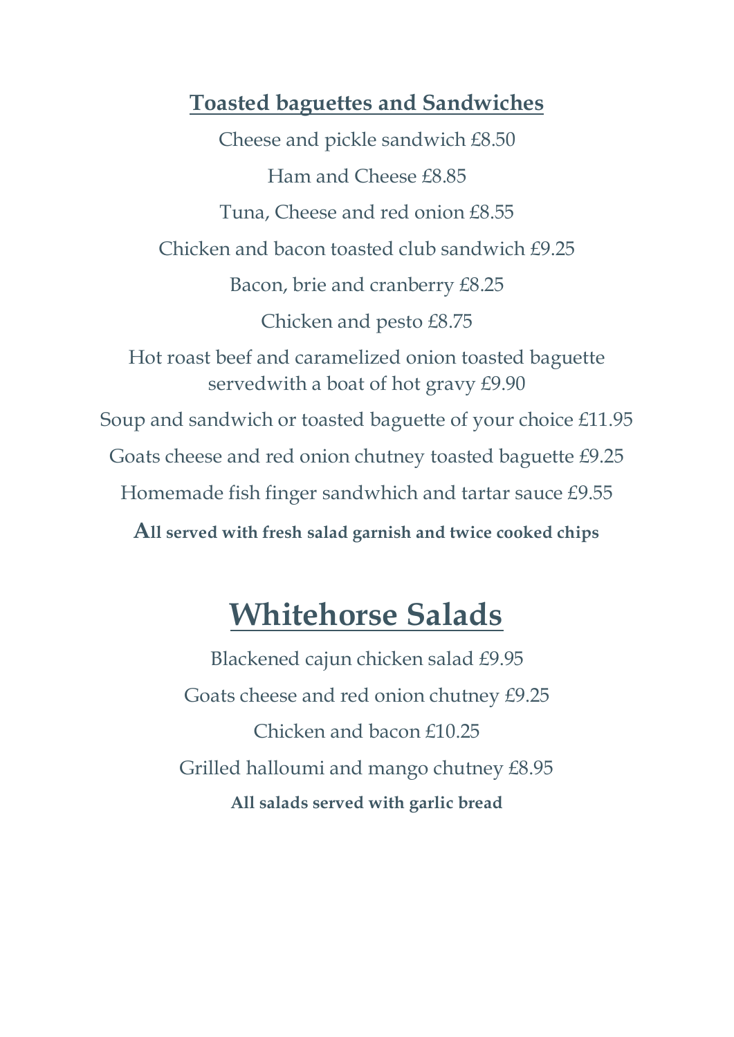## Toasted baguettes and Sandwiches

Cheese and pickle sandwich £8.50

Ham and Cheese £8.85

Tuna, Cheese and red onion £8.55

Chicken and bacon toasted club sandwich £9.25

Bacon, brie and cranberry £8.25

Chicken and pesto £8.75

Hot roast beef and caramelized onion toasted baguette servedwith a boat of hot gravy £9.90

Soup and sandwich or toasted baguette of your choice £11.95

Goats cheese and red onion chutney toasted baguette £9.25

Homemade fish finger sandwhich and tartar sauce £9.55

**All served with fresh salad garnish and twice cooked chips**

# Whitehorse Salads

Blackened cajun chicken salad £9.95

Goats cheese and red onion chutney £9.25

Chicken and bacon £10.25

Grilled halloumi and mango chutney £8.95

**All salads served with garlic bread**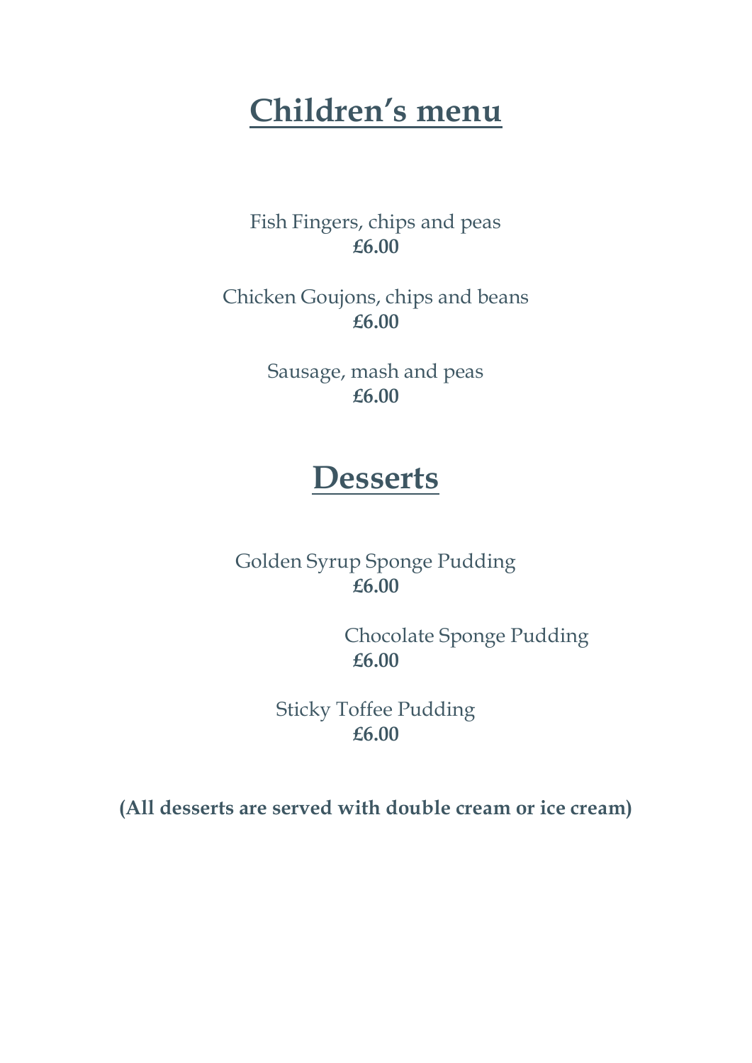# Children's menu

Fish Fingers, chips and peas
**£6.00**

Chicken Goujons, chips and beans
**£6.00**

Sausage, mash and peas
**£6.00**

# Desserts

Golden Syrup Sponge Pudding
**£6.00**

Chocolate Sponge Pudding
**£6.00**

Sticky Toffee Pudding
**£6.00**

**(All desserts are served with double cream or ice cream)**